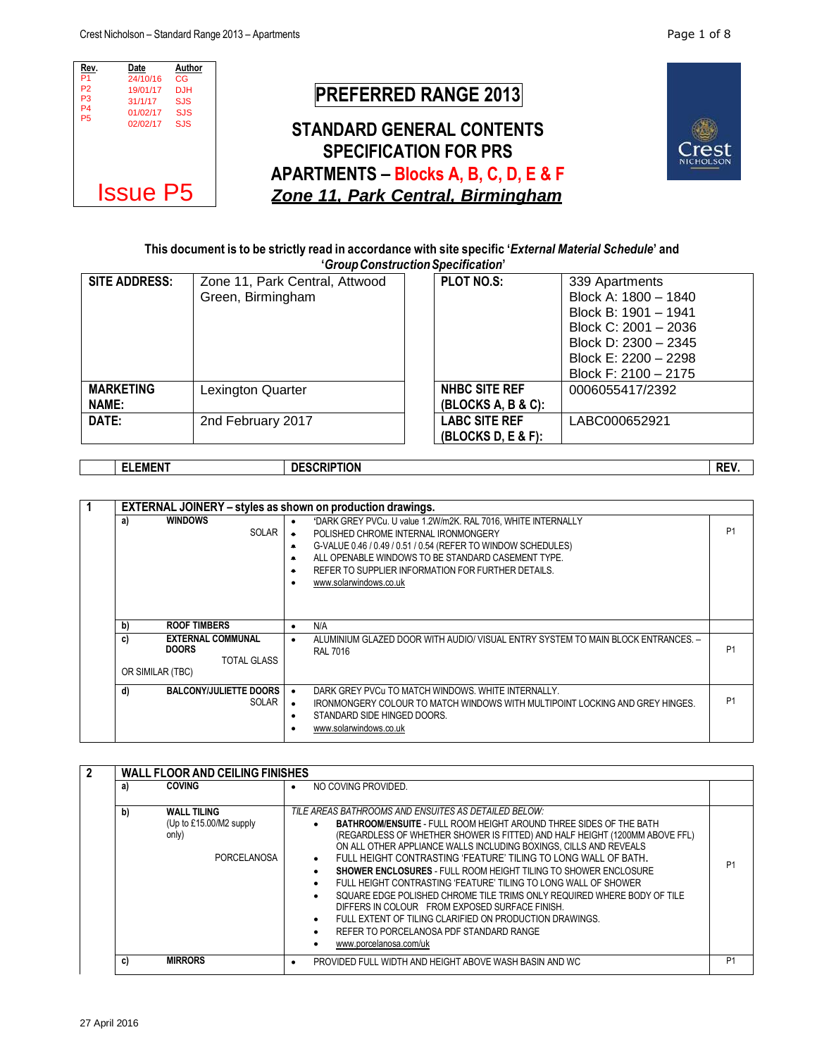| Rev. | Date | Author |
|---|---|---|
| P1 | 24/10/16 | CG |
| P2 | 19/01/17 | DJH |
| P3 | 31/1/17 | SJS |
| P4 | 01/02/17 | SJS |
| P5 | 02/02/17 | SJS |

Issue P5

# PREFERRED RANGE 2013

## STANDARD GENERAL CONTENTS SPECIFICATION FOR PRS APARTMENTS – Blocks A, B, C, D, E & F

## *Zone 11, Park Central, Birmingham*

Crest NICHOLSON

**This document is to be strictly read in accordance with site specific '*External Material Schedule*' and '*Group Construction Specification*'**

| | | | |
|---|---|---|---|
| **SITE ADDRESS:** | Zone 11, Park Central, Attwood Green, Birmingham | **PLOT NO.S:** | 339 Apartments<br>Block A: 1800 – 1840<br>Block B: 1901 – 1941<br>Block C: 2001 – 2036<br>Block D: 2300 – 2345<br>Block E: 2200 – 2298<br>Block F: 2100 – 2175 |
| **MARKETING NAME:** | Lexington Quarter | **NHBC SITE REF (BLOCKS A, B & C):** | 0006055417/2392 |
| **DATE:** | 2nd February 2017 | **LABC SITE REF (BLOCKS D, E & F):** | LABC000652921 |

| | | ELEMENT | DESCRIPTION | REV. |
|---|---|---|---|---|
| **1** | | **EXTERNAL JOINERY – styles as shown on production drawings.** | | |
| | **a)** | **WINDOWS**<br>SOLAR | • 'DARK GREY PVCu. U value 1.2W/m2K. RAL 7016, WHITE INTERNALLY<br>• POLISHED CHROME INTERNAL IRONMONGERY<br>• G-VALUE 0.46 / 0.49 / 0.51 / 0.54 (REFER TO WINDOW SCHEDULES)<br>• ALL OPENABLE WINDOWS TO BE STANDARD CASEMENT TYPE.<br>• REFER TO SUPPLIER INFORMATION FOR FURTHER DETAILS.<br>• www.solarwindows.co.uk | P1 |
| | **b)** | **ROOF TIMBERS** | • N/A | |
| | **c)** | **EXTERNAL COMMUNAL DOORS**<br>TOTAL GLASS<br>OR SIMILAR (TBC) | • ALUMINIUM GLAZED DOOR WITH AUDIO/ VISUAL ENTRY SYSTEM TO MAIN BLOCK ENTRANCES. – RAL 7016 | P1 |
| | **d)** | **BALCONY/JULIETTE DOORS**<br>SOLAR | • DARK GREY PVCu TO MATCH WINDOWS. WHITE INTERNALLY.<br>• IRONMONGERY COLOUR TO MATCH WINDOWS WITH MULTIPOINT LOCKING AND GREY HINGES.<br>• STANDARD SIDE HINGED DOORS.<br>• www.solarwindows.co.uk | P1 |

| | | ELEMENT | DESCRIPTION | REV. |
|---|---|---|---|---|
| **2** | | **WALL FLOOR AND CEILING FINISHES** | | |
| | **a)** | **COVING** | • NO COVING PROVIDED. | |
| | **b)** | **WALL TILING**<br>(Up to £15.00/M2 supply only)<br>PORCELANOSA | *TILE AREAS BATHROOMS AND ENSUITES AS DETAILED BELOW:*<br>• **BATHROOM/ENSUITE** - FULL ROOM HEIGHT AROUND THREE SIDES OF THE BATH (REGARDLESS OF WHETHER SHOWER IS FITTED) AND HALF HEIGHT (1200MM ABOVE FFL) ON ALL OTHER APPLIANCE WALLS INCLUDING BOXINGS, CILLS AND REVEALS<br>• FULL HEIGHT CONTRASTING 'FEATURE' TILING TO LONG WALL OF BATH.<br>• **SHOWER ENCLOSURES** - FULL ROOM HEIGHT TILING TO SHOWER ENCLOSURE<br>• FULL HEIGHT CONTRASTING 'FEATURE' TILING TO LONG WALL OF SHOWER<br>• SQUARE EDGE POLISHED CHROME TILE TRIMS ONLY REQUIRED WHERE BODY OF TILE DIFFERS IN COLOUR FROM EXPOSED SURFACE FINISH.<br>• FULL EXTENT OF TILING CLARIFIED ON PRODUCTION DRAWINGS.<br>• REFER TO PORCELANOSA PDF STANDARD RANGE<br>• www.porcelanosa.com/uk | P1 |
| | **c)** | **MIRRORS** | • PROVIDED FULL WIDTH AND HEIGHT ABOVE WASH BASIN AND WC | P1 |

27 April 2016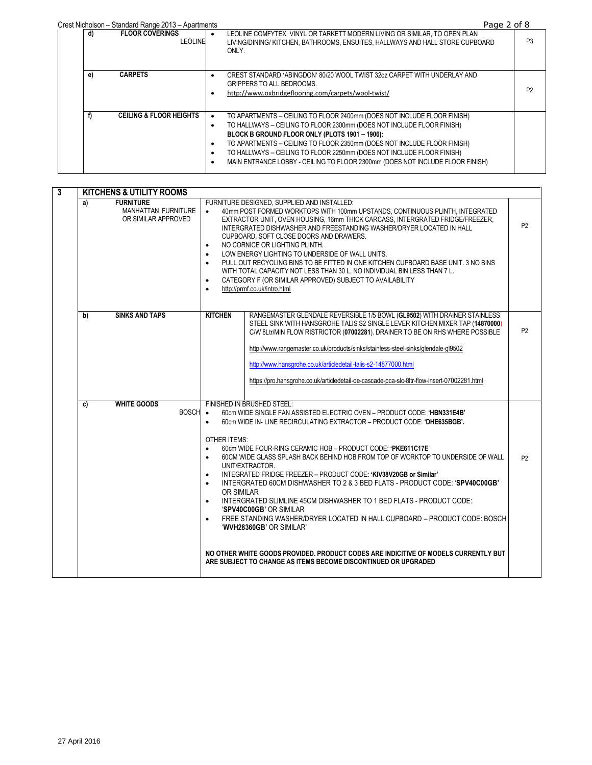| | | | |
|---|---|---|---|
| d) | **FLOOR COVERINGS**<br>LEOLINE | • LEOLINE COMFYTEX VINYL OR TARKETT MODERN LIVING OR SIMILAR, TO OPEN PLAN LIVING/DINING/ KITCHEN, BATHROOMS, ENSUITES, HALLWAYS AND HALL STORE CUPBOARD ONLY. | P3 |
| e) | **CARPETS** | • CREST STANDARD 'ABINGDON' 80/20 WOOL TWIST 32oz CARPET WITH UNDERLAY AND GRIPPERS TO ALL BEDROOMS.<br>• http://www.oxbridgeflooring.com/carpets/wool-twist/ | P2 |
| f) | **CEILING & FLOOR HEIGHTS** | • TO APARTMENTS – CEILING TO FLOOR 2400mm (DOES NOT INCLUDE FLOOR FINISH)<br>• TO HALLWAYS – CEILING TO FLOOR 2300mm (DOES NOT INCLUDE FLOOR FINISH)<br>**BLOCK B GROUND FLOOR ONLY (PLOTS 1901 – 1906):**<br>• TO APARTMENTS – CEILING TO FLOOR 2350mm (DOES NOT INCLUDE FLOOR FINISH)<br>• TO HALLWAYS – CEILING TO FLOOR 2250mm (DOES NOT INCLUDE FLOOR FINISH)<br>• MAIN ENTRANCE LOBBY - CEILING TO FLOOR 2300mm (DOES NOT INCLUDE FLOOR FINISH) | |

| 3 | **KITCHENS & UTILITY ROOMS** | | |
|---|---|---|---|
| a) | **FURNITURE**<br>MANHATTAN FURNITURE OR SIMILAR APPROVED | FURNITURE DESIGNED, SUPPLIED AND INSTALLED:<br>• 40mm POST FORMED WORKTOPS WITH 100mm UPSTANDS, CONTINUOUS PLINTH, INTEGRATED EXTRACTOR UNIT, OVEN HOUSING, 16mm THICK CARCASS, INTERGRATED FRIDGE/FREEZER, INTERGRATED DISHWASHER AND FREESTANDING WASHER/DRYER LOCATED IN HALL CUPBOARD. SOFT CLOSE DOORS AND DRAWERS.<br>• NO CORNICE OR LIGHTING PLINTH.<br>• LOW ENERGY LIGHTING TO UNDERSIDE OF WALL UNITS.<br>• PULL OUT RECYCLING BINS TO BE FITTED IN ONE KITCHEN CUPBOARD BASE UNIT. 3 NO BINS WITH TOTAL CAPACITY NOT LESS THAN 30 L, NO INDIVIDUAL BIN LESS THAN 7 L.<br>• CATEGORY F (OR SIMILAR APPROVED) SUBJECT TO AVAILABILITY<br>• http://prmf.co.uk/intro.html | P2 |
| b) | **SINKS AND TAPS** | **KITCHEN** – RANGEMASTER GLENDALE REVERSIBLE 1/5 BOWL (**GL9502**) WITH DRAINER STAINLESS STEEL SINK WITH HANSGROHE TALIS S2 SINGLE LEVER KITCHEN MIXER TAP (**14870000**) C/W 8Ltr/MIN FLOW RISTRICTOR (**07002281**). DRAINER TO BE ON RHS WHERE POSSIBLE<br><br>http://www.rangemaster.co.uk/products/sinks/stainless-steel-sinks/glendale-gl9502<br><br>http://www.hansgrohe.co.uk/articledetail-talis-s2-14877000.html<br><br>https://pro.hansgrohe.co.uk/articledetail-oe-cascade-pca-slc-8ltr-flow-insert-07002281.html | P2 |
| c) | **WHITE GOODS**<br>BOSCH | FINISHED IN BRUSHED STEEL:<br>• 60cm WIDE SINGLE FAN ASSISTED ELECTRIC OVEN – PRODUCT CODE: **'HBN331E4B'**<br>• 60cm WIDE IN- LINE RECIRCULATING EXTRACTOR – PRODUCT CODE: **'DHE635BGB'.**<br><br>OTHER ITEMS:<br>• 60cm WIDE FOUR-RING CERAMIC HOB – PRODUCT CODE: **'PKE611C17E'**<br>• 60CM WIDE GLASS SPLASH BACK BEHIND HOB FROM TOP OF WORKTOP TO UNDERSIDE OF WALL UNIT/EXTRACTOR.<br>• INTEGRATED FRIDGE FREEZER **– PRODUCT CODE: 'KIV38V20GB or Similar'**<br>• INTERGRATED 60CM DISHWASHER TO 2 & 3 BED FLATS - PRODUCT CODE: '**SPV40C00GB'** OR SIMILAR<br>• INTERGRATED SLIMLINE 45CM DISHWASHER TO 1 BED FLATS - PRODUCT CODE: '**SPV40C00GB'** OR SIMILAR<br>• FREE STANDING WASHER/DRYER LOCATED IN HALL CUPBOARD – PRODUCT CODE: BOSCH '**WVH28360GB'** OR SIMILAR'<br><br>**NO OTHER WHITE GOODS PROVIDED. PRODUCT CODES ARE INDICITIVE OF MODELS CURRENTLY BUT ARE SUBJECT TO CHANGE AS ITEMS BECOME DISCONTINUED OR UPGRADED** | P2 |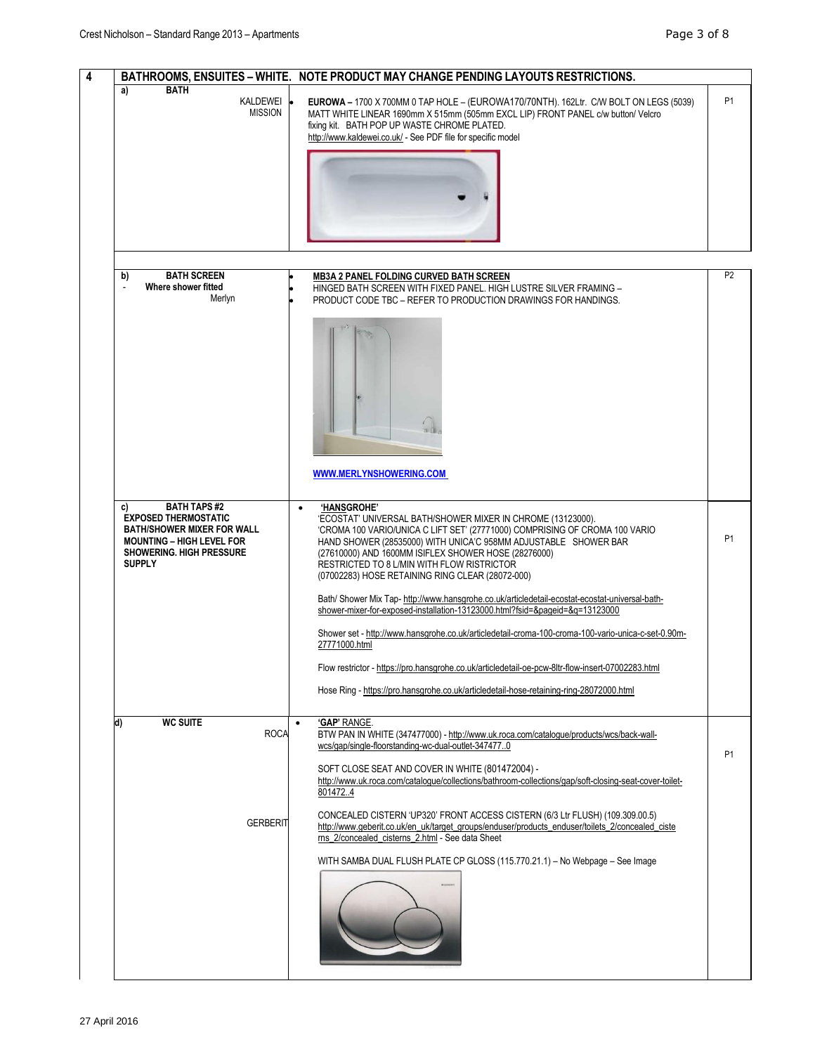| 4 | BATHROOMS, ENSUITES – WHITE. NOTE PRODUCT MAY CHANGE PENDING LAYOUTS RESTRICTIONS. | |
|---|---|---|
| a) **BATH** KALDEWEI MISSION | • **EUROWA –** 1700 X 700MM 0 TAP HOLE – (EUROWA170/70NTH). 162Ltr. C/W BOLT ON LEGS (5039) MATT WHITE LINEAR 1690mm X 515mm (505mm EXCL LIP) FRONT PANEL c/w button/ Velcro fixing kit. BATH POP UP WASTE CHROME PLATED. http://www.kaldewei.co.uk/ - See PDF file for specific model | P1 |
| b) **BATH SCREEN** - **Where shower fitted** Merlyn | • **MB3A 2 PANEL FOLDING CURVED BATH SCREEN** • HINGED BATH SCREEN WITH FIXED PANEL. HIGH LUSTRE SILVER FRAMING – • PRODUCT CODE TBC – REFER TO PRODUCTION DRAWINGS FOR HANDINGS. **WWW.MERLYNSHOWERING.COM** | P2 |
| c) **BATH TAPS #2 EXPOSED THERMOSTATIC BATH/SHOWER MIXER FOR WALL MOUNTING – HIGH LEVEL FOR SHOWERING. HIGH PRESSURE SUPPLY** | • **'HANSGROHE'** 'ECOSTAT' UNIVERSAL BATH/SHOWER MIXER IN CHROME (13123000). 'CROMA 100 VARIO/UNICA C LIFT SET' (27771000) COMPRISING OF CROMA 100 VARIO HAND SHOWER (28535000) WITH UNICA'C 958MM ADJUSTABLE SHOWER BAR (27610000) AND 1600MM ISIFLEX SHOWER HOSE (28276000) RESTRICTED TO 8 L/MIN WITH FLOW RISTRICTOR (07002283) HOSE RETAINING RING CLEAR (28072-000)<br><br>Bath/ Shower Mix Tap- http://www.hansgrohe.co.uk/articledetail-ecostat-ecostat-universal-bath-shower-mixer-for-exposed-installation-13123000.html?fsid=&pageid=&q=13123000<br><br>Shower set - http://www.hansgrohe.co.uk/articledetail-croma-100-croma-100-vario-unica-c-set-0.90m-27771000.html<br><br>Flow restrictor - https://pro.hansgrohe.co.uk/articledetail-oe-pcw-8ltr-flow-insert-07002283.html<br><br>Hose Ring - https://pro.hansgrohe.co.uk/articledetail-hose-retaining-ring-28072000.html | P1 |
| d) **WC SUITE** ROCA<br><br>GERBERIT | • **'GAP'** RANGE. BTW PAN IN WHITE (347477000) - http://www.uk.roca.com/catalogue/products/wcs/back-wall-wcs/gap/single-floorstanding-wc-dual-outlet-347477..0<br><br>SOFT CLOSE SEAT AND COVER IN WHITE (801472004) - http://www.uk.roca.com/catalogue/collections/bathroom-collections/gap/soft-closing-seat-cover-toilet-801472..4<br><br>CONCEALED CISTERN 'UP320' FRONT ACCESS CISTERN (6/3 Ltr FLUSH) (109.309.00.5) http://www.geberit.co.uk/en_uk/target_groups/enduser/products_enduser/toilets_2/concealed_cisterns_2/concealed_cisterns_2.html - See data Sheet<br><br>WITH SAMBA DUAL FLUSH PLATE CP GLOSS (115.770.21.1) – No Webpage – See Image | P1 |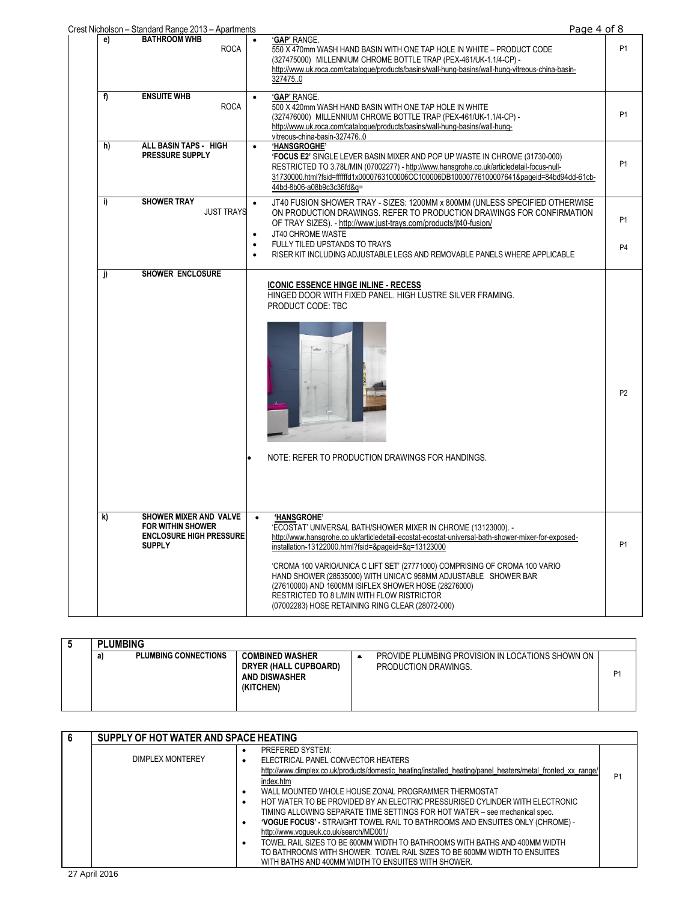| | | | |
|---|---|---|---|
| e) | **BATHROOM WHB** ROCA | • **'GAP'** RANGE. 550 X 470mm WASH HAND BASIN WITH ONE TAP HOLE IN WHITE – PRODUCT CODE (327475000) MILLENNIUM CHROME BOTTLE TRAP (PEX-461/UK-1.1/4-CP) - http://www.uk.roca.com/catalogue/products/basins/wall-hung-basins/wall-hung-vitreous-china-basin-327475..0 | P1 |
| f) | **ENSUITE WHB** ROCA | • **'GAP'** RANGE. 500 X 420mm WASH HAND BASIN WITH ONE TAP HOLE IN WHITE (327476000) MILLENNIUM CHROME BOTTLE TRAP (PEX-461/UK-1.1/4-CP) - http://www.uk.roca.com/catalogue/products/basins/wall-hung-basins/wall-hung-vitreous-china-basin-327476..0 | P1 |
| h) | **ALL BASIN TAPS - HIGH PRESSURE SUPPLY** | • **'HANSGROHE'** **'FOCUS E2'** SINGLE LEVER BASIN MIXER AND POP UP WASTE IN CHROME (31730-000) RESTRICTED TO 3.78L/MIN (07002277) - http://www.hansgrohe.co.uk/articledetail-focus-null-31730000.html?fsid=ffffffd1x0000763100006CC100006DB10000776100007641&pageid=84bd94dd-61cb-44bd-8b06-a08b9c3c36fd&q= | P1 |
| i) | **SHOWER TRAY** JUST TRAYS | • JT40 FUSION SHOWER TRAY - SIZES: 1200MM x 800MM (UNLESS SPECIFIED OTHERWISE ON PRODUCTION DRAWINGS. REFER TO PRODUCTION DRAWINGS FOR CONFIRMATION OF TRAY SIZES). - http://www.just-trays.com/products/jt40-fusion/ • JT40 CHROME WASTE • FULLY TILED UPSTANDS TO TRAYS • RISER KIT INCLUDING ADJUSTABLE LEGS AND REMOVABLE PANELS WHERE APPLICABLE | P1 P4 |
| j) | **SHOWER ENCLOSURE** | **ICONIC ESSENCE HINGE INLINE - RECESS** HINGED DOOR WITH FIXED PANEL. HIGH LUSTRE SILVER FRAMING. PRODUCT CODE: TBC • NOTE: REFER TO PRODUCTION DRAWINGS FOR HANDINGS. | P2 |
| k) | **SHOWER MIXER AND VALVE FOR WITHIN SHOWER ENCLOSURE HIGH PRESSURE SUPPLY** | • **'HANSGROHE'** 'ECOSTAT' UNIVERSAL BATH/SHOWER MIXER IN CHROME (13123000). - http://www.hansgrohe.co.uk/articledetail-ecostat-ecostat-universal-bath-shower-mixer-for-exposed-installation-13122000.html?fsid=&pageid=&q=13123000 'CROMA 100 VARIO/UNICA C LIFT SET' (27771000) COMPRISING OF CROMA 100 VARIO HAND SHOWER (28535000) WITH UNICA'C 958MM ADJUSTABLE SHOWER BAR (27610000) AND 1600MM ISIFLEX SHOWER HOSE (28276000) RESTRICTED TO 8 L/MIN WITH FLOW RISTRICTOR (07002283) HOSE RETAINING RING CLEAR (28072-000) | P1 |

| 5 | **PLUMBING** | | | |
|---|---|---|---|---|
| a) | **PLUMBING CONNECTIONS** | **COMBINED WASHER DRYER (HALL CUPBOARD) AND DISWASHER (KITCHEN)** | • PROVIDE PLUMBING PROVISION IN LOCATIONS SHOWN ON PRODUCTION DRAWINGS. | P1 |

| 6 | **SUPPLY OF HOT WATER AND SPACE HEATING** | |
|---|---|---|
| DIMPLEX MONTEREY | • PREFERED SYSTEM: • ELECTRICAL PANEL CONVECTOR HEATERS http://www.dimplex.co.uk/products/domestic_heating/installed_heating/panel_heaters/metal_fronted_xx_range/index.htm • WALL MOUNTED WHOLE HOUSE ZONAL PROGRAMMER THERMOSTAT • HOT WATER TO BE PROVIDED BY AN ELECTRIC PRESSURISED CYLINDER WITH ELECTRONIC TIMING ALLOWING SEPARATE TIME SETTINGS FOR HOT WATER – see mechanical spec. • **'VOGUE FOCUS' -** STRAIGHT TOWEL RAIL TO BATHROOMS AND ENSUITES ONLY (CHROME) - http://www.vogueuk.co.uk/search/MD001/ • TOWEL RAIL SIZES TO BE 600MM WIDTH TO BATHROOMS WITH BATHS AND 400MM WIDTH TO BATHROOMS WITH SHOWER. TOWEL RAIL SIZES TO BE 600MM WIDTH TO ENSUITES WITH BATHS AND 400MM WIDTH TO ENSUITES WITH SHOWER. | P1 |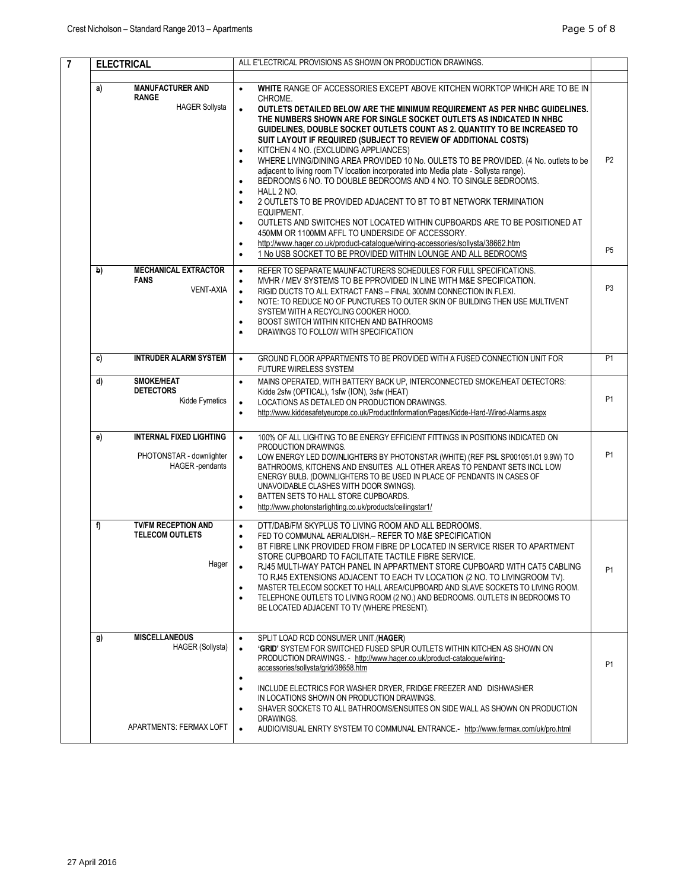| 7 | ELECTRICAL | | ALL E"LECTRICAL PROVISIONS AS SHOWN ON PRODUCTION DRAWINGS. | |
|---|---|---|---|---|
| | a) | **MANUFACTURER AND RANGE**<br>HAGER Sollysta | • **WHITE** RANGE OF ACCESSORIES EXCEPT ABOVE KITCHEN WORKTOP WHICH ARE TO BE IN CHROME.<br>• **OUTLETS DETAILED BELOW ARE THE MINIMUM REQUIREMENT AS PER NHBC GUIDELINES. THE NUMBERS SHOWN ARE FOR SINGLE SOCKET OUTLETS AS INDICATED IN NHBC GUIDELINES, DOUBLE SOCKET OUTLETS COUNT AS 2. QUANTITY TO BE INCREASED TO SUIT LAYOUT IF REQUIRED (SUBJECT TO REVIEW OF ADDITIONAL COSTS)**<br>• KITCHEN 4 NO. (EXCLUDING APPLIANCES)<br>• WHERE LIVING/DINING AREA PROVIDED 10 No. OULETS TO BE PROVIDED. (4 No. outlets to be adjacent to living room TV location incorporated into Media plate - Sollysta range).<br>• BEDROOMS 6 NO. TO DOUBLE BEDROOMS AND 4 NO. TO SINGLE BEDROOMS.<br>• HALL 2 NO.<br>• 2 OUTLETS TO BE PROVIDED ADJACENT TO BT TO BT NETWORK TERMINATION EQUIPMENT.<br>• OUTLETS AND SWITCHES NOT LOCATED WITHIN CUPBOARDS ARE TO BE POSITIONED AT 450MM OR 1100MM AFFL TO UNDERSIDE OF ACCESSORY.<br>• http://www.hager.co.uk/product-catalogue/wiring-accessories/sollysta/38662.htm<br>• 1 No USB SOCKET TO BE PROVIDED WITHIN LOUNGE AND ALL BEDROOMS | P2<br>P5 |
| | b) | **MECHANICAL EXTRACTOR FANS**<br>VENT-AXIA | • REFER TO SEPARATE MAUNFACTURERS SCHEDULES FOR FULL SPECIFICATIONS.<br>• MVHR / MEV SYSTEMS TO BE PPROVIDED IN LINE WITH M&E SPECIFICATION.<br>• RIGID DUCTS TO ALL EXTRACT FANS – FINAL 300MM CONNECTION IN FLEXI.<br>• NOTE: TO REDUCE NO OF PUNCTURES TO OUTER SKIN OF BUILDING THEN USE MULTIVENT SYSTEM WITH A RECYCLING COOKER HOOD.<br>• BOOST SWITCH WITHIN KITCHEN AND BATHROOMS<br>• DRAWINGS TO FOLLOW WITH SPECIFICATION | P3 |
| | c) | **INTRUDER ALARM SYSTEM** | • GROUND FLOOR APPARTMENTS TO BE PROVIDED WITH A FUSED CONNECTION UNIT FOR FUTURE WIRELESS SYSTEM | P1 |
| | d) | **SMOKE/HEAT DETECTORS**<br>Kidde Fyrnetics | • MAINS OPERATED, WITH BATTERY BACK UP, INTERCONNECTED SMOKE/HEAT DETECTORS: Kidde 2sfw (OPTICAL), 1sfw (ION), 3sfw (HEAT)<br>• LOCATIONS AS DETAILED ON PRODUCTION DRAWINGS.<br>• http://www.kiddesafetyeurope.co.uk/ProductInformation/Pages/Kidde-Hard-Wired-Alarms.aspx | P1 |
| | e) | **INTERNAL FIXED LIGHTING**<br>PHOTONSTAR - downlighter<br>HAGER -pendants | • 100% OF ALL LIGHTING TO BE ENERGY EFFICIENT FITTINGS IN POSITIONS INDICATED ON PRODUCTION DRAWINGS.<br>• LOW ENERGY LED DOWNLIGHTERS BY PHOTONSTAR (WHITE) (REF PSL SP001051.01 9.9W) TO BATHROOMS, KITCHENS AND ENSUITES ALL OTHER AREAS TO PENDANT SETS INCL LOW ENERGY BULB. (DOWNLIGHTERS TO BE USED IN PLACE OF PENDANTS IN CASES OF UNAVOIDABLE CLASHES WITH DOOR SWINGS).<br>• BATTEN SETS TO HALL STORE CUPBOARDS.<br>• http://www.photonstarlighting.co.uk/products/ceilingstar1/ | P1 |
| | f) | **TV/FM RECEPTION AND TELECOM OUTLETS**<br>Hager | • DTT/DAB/FM SKYPLUS TO LIVING ROOM AND ALL BEDROOMS.<br>• FED TO COMMUNAL AERIAL/DISH.– REFER TO M&E SPECIFICATION<br>• BT FIBRE LINK PROVIDED FROM FIBRE DP LOCATED IN SERVICE RISER TO APARTMENT STORE CUPBOARD TO FACILITATE TACTILE FIBRE SERVICE.<br>• RJ45 MULTI-WAY PATCH PANEL IN APPARTMENT STORE CUPBOARD WITH CAT5 CABLING TO RJ45 EXTENSIONS ADJACENT TO EACH TV LOCATION (2 NO. TO LIVINGROOM TV).<br>• MASTER TELECOM SOCKET TO HALL AREA/CUPBOARD AND SLAVE SOCKETS TO LIVING ROOM.<br>• TELEPHONE OUTLETS TO LIVING ROOM (2 NO.) AND BEDROOMS. OUTLETS IN BEDROOMS TO BE LOCATED ADJACENT TO TV (WHERE PRESENT). | P1 |
| | g) | **MISCELLANEOUS**<br>HAGER (Sollysta)<br><br>APARTMENTS: FERMAX LOFT | • SPLIT LOAD RCD CONSUMER UNIT.(**HAGER**)<br>• **'GRID'** SYSTEM FOR SWITCHED FUSED SPUR OUTLETS WITHIN KITCHEN AS SHOWN ON PRODUCTION DRAWINGS. - http://www.hager.co.uk/product-catalogue/wiring-accessories/sollysta/grid/38658.htm<br>•<br>• INCLUDE ELECTRICS FOR WASHER DRYER, FRIDGE FREEZER AND DISHWASHER IN LOCATIONS SHOWN ON PRODUCTION DRAWINGS.<br>• SHAVER SOCKETS TO ALL BATHROOMS/ENSUITES ON SIDE WALL AS SHOWN ON PRODUCTION DRAWINGS.<br>• AUDIO/VISUAL ENRTY SYSTEM TO COMMUNAL ENTRANCE.- http://www.fermax.com/uk/pro.html | P1 |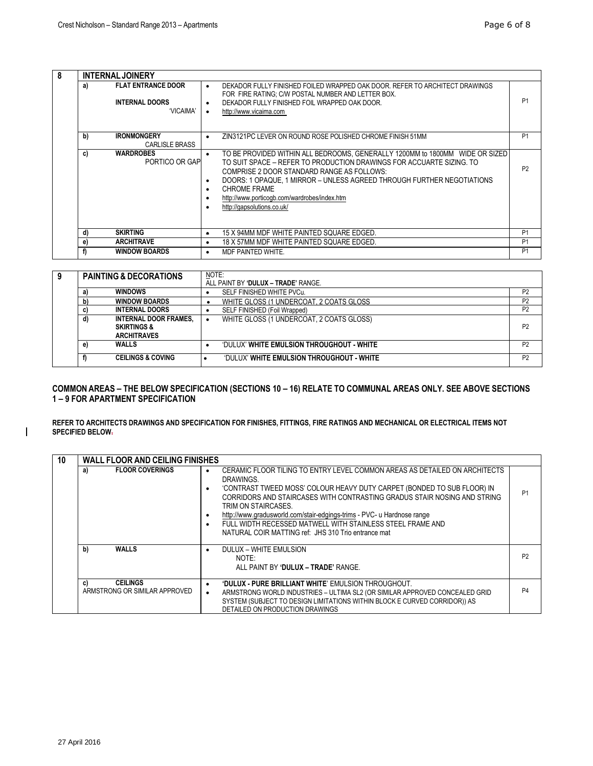| 8 | INTERNAL JOINERY | | |
|---|---|---|---|
| a) | **FLAT ENTRANCE DOOR**<br><br>**INTERNAL DOORS**<br>'VICAIMA' | • DEKADOR FULLY FINISHED FOILED WRAPPED OAK DOOR. REFER TO ARCHITECT DRAWINGS FOR FIRE RATING; C/W POSTAL NUMBER AND LETTER BOX.<br>• DEKADOR FULLY FINISHED FOIL WRAPPED OAK DOOR.<br>• http://www.vicaima.com | P1 |
| b) | **IRONMONGERY**<br>CARLISLE BRASS | • ZIN3121PC LEVER ON ROUND ROSE POLISHED CHROME FINISH 51MM | P1 |
| c) | **WARDROBES**<br>PORTICO OR GAP | • TO BE PROVIDED WITHIN ALL BEDROOMS, GENERALLY 1200MM to 1800MM WIDE OR SIZED TO SUIT SPACE – REFER TO PRODUCTION DRAWINGS FOR ACCUARTE SIZING. TO COMPRISE 2 DOOR STANDARD RANGE AS FOLLOWS:<br>• DOORS: 1 OPAQUE, 1 MIRROR – UNLESS AGREED THROUGH FURTHER NEGOTIATIONS<br>• CHROME FRAME<br>• http://www.porticogb.com/wardrobes/index.htm<br>• http://gapsolutions.co.uk/ | P2 |
| d) | **SKIRTING** | • 15 X 94MM MDF WHITE PAINTED SQUARE EDGED. | P1 |
| e) | **ARCHITRAVE** | • 18 X 57MM MDF WHITE PAINTED SQUARE EDGED. | P1 |
| f) | **WINDOW BOARDS** | • MDF PAINTED WHITE. | P1 |

| 9 | PAINTING & DECORATIONS | NOTE:<br>ALL PAINT BY **'DULUX – TRADE'** RANGE. | |
|---|---|---|---|
| a) | **WINDOWS** | • SELF FINISHED WHITE PVCu. | P2 |
| b) | **WINDOW BOARDS** | • WHITE GLOSS (1 UNDERCOAT, 2 COATS GLOSS | P2 |
| c) | **INTERNAL DOORS** | • SELF FINISHED (Foil Wrapped) | P2 |
| d) | **INTERNAL DOOR FRAMES, SKIRTINGS & ARCHITRAVES** | • WHITE GLOSS (1 UNDERCOAT, 2 COATS GLOSS) | P2 |
| e) | **WALLS** | • 'DULUX' **WHITE EMULSION THROUGHOUT - WHITE** | P2 |
| f) | **CEILINGS & COVING** | • 'DULUX' **WHITE EMULSION THROUGHOUT - WHITE** | P2 |

**COMMON AREAS – THE BELOW SPECIFICATION (SECTIONS 10 – 16) RELATE TO COMMUNAL AREAS ONLY. SEE ABOVE SECTIONS 1 – 9 FOR APARTMENT SPECIFICATION**

**REFER TO ARCHITECTS DRAWINGS AND SPECIFICATION FOR FINISHES, FITTINGS, FIRE RATINGS AND MECHANICAL OR ELECTRICAL ITEMS NOT SPECIFIED BELOW.**

| 10 | WALL FLOOR AND CEILING FINISHES | | |
|---|---|---|---|
| a) | **FLOOR COVERINGS** | • CERAMIC FLOOR TILING TO ENTRY LEVEL COMMON AREAS AS DETAILED ON ARCHITECTS DRAWINGS.<br>• 'CONTRAST TWEED MOSS' COLOUR HEAVY DUTY CARPET (BONDED TO SUB FLOOR) IN CORRIDORS AND STAIRCASES WITH CONTRASTING GRADUS STAIR NOSING AND STRING TRIM ON STAIRCASES.<br>• http://www.gradusworld.com/stair-edgings-trims - PVC- u Hardnose range<br>• FULL WIDTH RECESSED MATWELL WITH STAINLESS STEEL FRAME AND NATURAL COIR MATTING ref: JHS 310 Trio entrance mat | P1 |
| b) | **WALLS** | • DULUX – WHITE EMULSION<br>NOTE:<br>ALL PAINT BY **'DULUX – TRADE'** RANGE. | P2 |
| c) | **CEILINGS**<br>ARMSTRONG OR SIMILAR APPROVED | • **'DULUX - PURE BRILLIANT WHITE'** EMULSION THROUGHOUT.<br>• ARMSTRONG WORLD INDUSTRIES – ULTIMA SL2 (OR SIMILAR APPROVED CONCEALED GRID SYSTEM (SUBJECT TO DESIGN LIMITATIONS WITHIN BLOCK E CURVED CORRIDOR)) AS DETAILED ON PRODUCTION DRAWINGS | P4 |

27 April 2016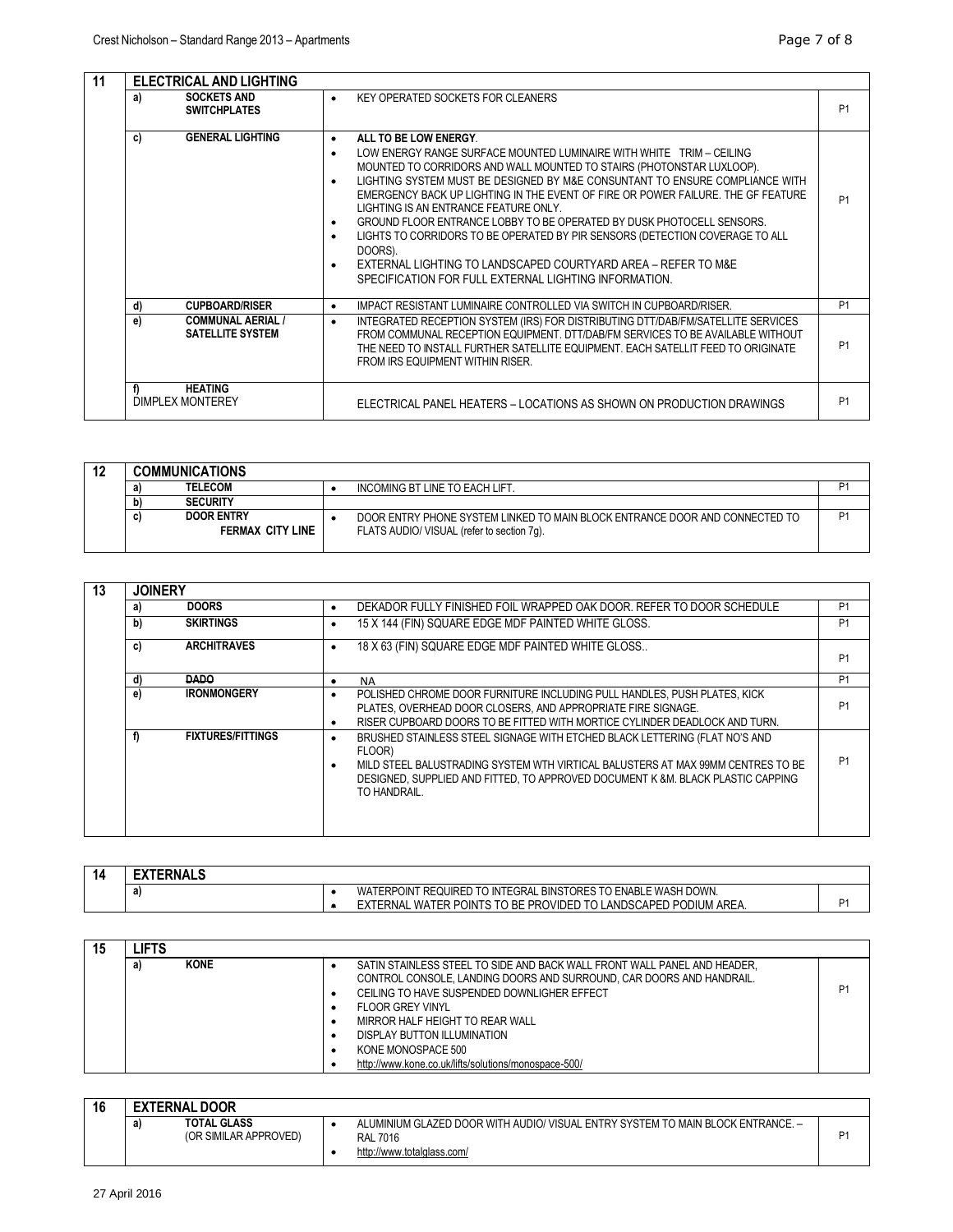| 11 | ELECTRICAL AND LIGHTING | | | |
|---|---|---|---|---|
| | a) | SOCKETS AND SWITCHPLATES | • KEY OPERATED SOCKETS FOR CLEANERS | P1 |
| | c) | GENERAL LIGHTING | • ALL TO BE LOW ENERGY.<br>• LOW ENERGY RANGE SURFACE MOUNTED LUMINAIRE WITH WHITE TRIM – CEILING MOUNTED TO CORRIDORS AND WALL MOUNTED TO STAIRS (PHOTONSTAR LUXLOOP).<br>• LIGHTING SYSTEM MUST BE DESIGNED BY M&E CONSUNTANT TO ENSURE COMPLIANCE WITH EMERGENCY BACK UP LIGHTING IN THE EVENT OF FIRE OR POWER FAILURE. THE GF FEATURE LIGHTING IS AN ENTRANCE FEATURE ONLY.<br>• GROUND FLOOR ENTRANCE LOBBY TO BE OPERATED BY DUSK PHOTOCELL SENSORS.<br>• LIGHTS TO CORRIDORS TO BE OPERATED BY PIR SENSORS (DETECTION COVERAGE TO ALL DOORS).<br>• EXTERNAL LIGHTING TO LANDSCAPED COURTYARD AREA – REFER TO M&E SPECIFICATION FOR FULL EXTERNAL LIGHTING INFORMATION. | P1 |
| | d) | CUPBOARD/RISER | • IMPACT RESISTANT LUMINAIRE CONTROLLED VIA SWITCH IN CUPBOARD/RISER. | P1 |
| | e) | COMMUNAL AERIAL / SATELLITE SYSTEM | • INTEGRATED RECEPTION SYSTEM (IRS) FOR DISTRIBUTING DTT/DAB/FM/SATELLITE SERVICES FROM COMMUNAL RECEPTION EQUIPMENT. DTT/DAB/FM SERVICES TO BE AVAILABLE WITHOUT THE NEED TO INSTALL FURTHER SATELLITE EQUIPMENT. EACH SATELLITE FEED TO ORIGINATE FROM IRS EQUIPMENT WITHIN RISER. | P1 |
| | f) | HEATING<br>DIMPLEX MONTEREY | ELECTRICAL PANEL HEATERS – LOCATIONS AS SHOWN ON PRODUCTION DRAWINGS | P1 |

| 12 | COMMUNICATIONS | | | |
|---|---|---|---|---|
| | a) | TELECOM | • INCOMING BT LINE TO EACH LIFT. | P1 |
| | b) | SECURITY | | |
| | c) | DOOR ENTRY<br>FERMAX CITY LINE | • DOOR ENTRY PHONE SYSTEM LINKED TO MAIN BLOCK ENTRANCE DOOR AND CONNECTED TO FLATS AUDIO/ VISUAL (refer to section 7g). | P1 |

| 13 | JOINERY | | | |
|---|---|---|---|---|
| | a) | DOORS | • DEKADOR FULLY FINISHED FOIL WRAPPED OAK DOOR. REFER TO DOOR SCHEDULE | P1 |
| | b) | SKIRTINGS | • 15 X 144 (FIN) SQUARE EDGE MDF PAINTED WHITE GLOSS. | P1 |
| | c) | ARCHITRAVES | • 18 X 63 (FIN) SQUARE EDGE MDF PAINTED WHITE GLOSS.. | P1 |
| | d) | ~~DADO~~ | • NA | P1 |
| | e) | IRONMONGERY | • POLISHED CHROME DOOR FURNITURE INCLUDING PULL HANDLES, PUSH PLATES, KICK PLATES, OVERHEAD DOOR CLOSERS, AND APPROPRIATE FIRE SIGNAGE.<br>• RISER CUPBOARD DOORS TO BE FITTED WITH MORTICE CYLINDER DEADLOCK AND TURN. | P1 |
| | f) | FIXTURES/FITTINGS | • BRUSHED STAINLESS STEEL SIGNAGE WITH ETCHED BLACK LETTERING (FLAT NO'S AND FLOOR)<br>• MILD STEEL BALUSTRADING SYSTEM WTH VIRTICAL BALUSTERS AT MAX 99MM CENTRES TO BE DESIGNED, SUPPLIED AND FITTED, TO APPROVED DOCUMENT K &M. BLACK PLASTIC CAPPING TO HANDRAIL. | P1 |

| 14 | EXTERNALS | | | |
|---|---|---|---|---|
| | a) | | • WATERPOINT REQUIRED TO INTEGRAL BINSTORES TO ENABLE WASH DOWN.<br>• EXTERNAL WATER POINTS TO BE PROVIDED TO LANDSCAPED PODIUM AREA. | P1 |

| 15 | LIFTS | | | |
|---|---|---|---|---|
| | a) | KONE | • SATIN STAINLESS STEEL TO SIDE AND BACK WALL FRONT WALL PANEL AND HEADER, CONTROL CONSOLE, LANDING DOORS AND SURROUND, CAR DOORS AND HANDRAIL.<br>• CEILING TO HAVE SUSPENDED DOWNLIGHER EFFECT<br>• FLOOR GREY VINYL<br>• MIRROR HALF HEIGHT TO REAR WALL<br>• DISPLAY BUTTON ILLUMINATION<br>• KONE MONOSPACE 500<br>• http://www.kone.co.uk/lifts/solutions/monospace-500/ | P1 |

| 16 | EXTERNAL DOOR | | | |
|---|---|---|---|---|
| | a) | TOTAL GLASS<br>(OR SIMILAR APPROVED) | • ALUMINIUM GLAZED DOOR WITH AUDIO/ VISUAL ENTRY SYSTEM TO MAIN BLOCK ENTRANCE. – RAL 7016<br>• http://www.totalglass.com/ | P1 |

27 April 2016